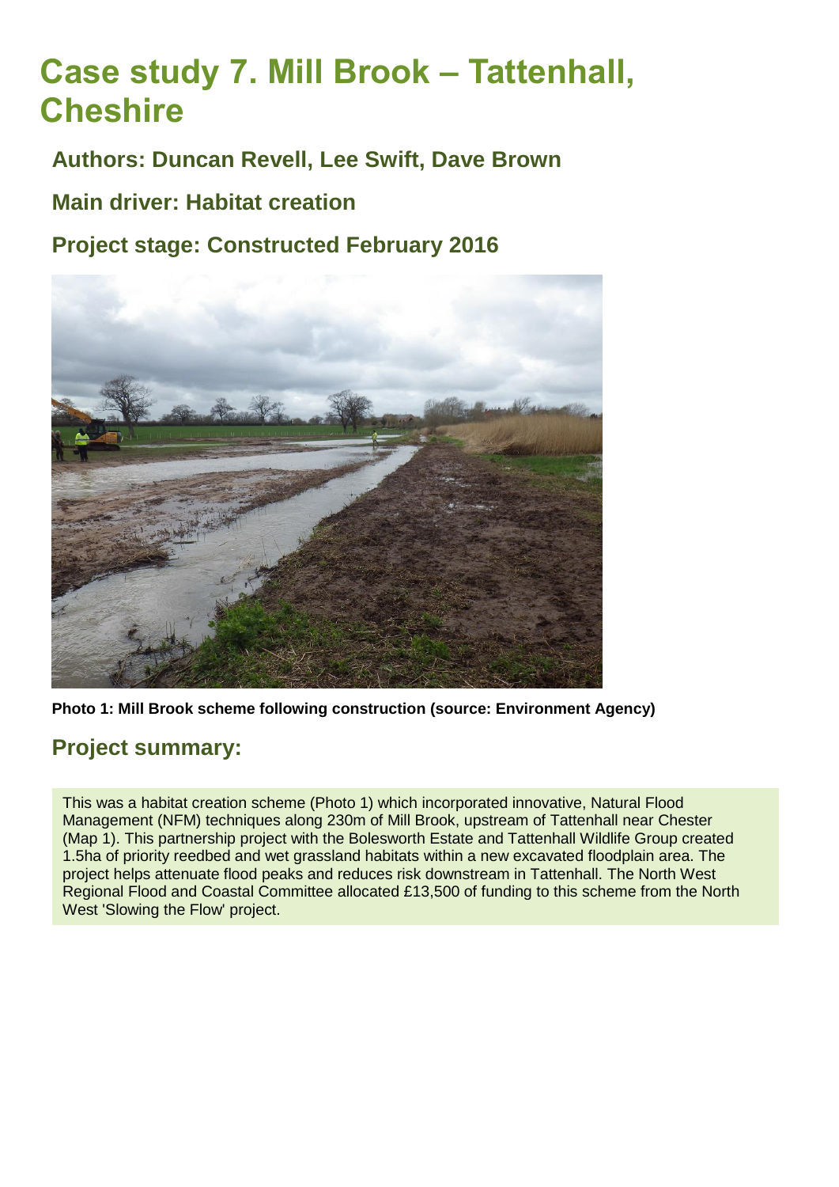# Case study 7. Mill Brook – Tattenhall, Cheshire

## Authors: Duncan Revell, Lee Swift, Dave Brown

## Main driver: Habitat creation

## Project stage: Constructed February 2016

**Photo 1: Mill Brook scheme following construction (source: Environment Agency)**

## Project summary:

This was a habitat creation scheme (Photo 1) which incorporated innovative, Natural Flood Management (NFM) techniques along 230m of Mill Brook, upstream of Tattenhall near Chester (Map 1). This partnership project with the Bolesworth Estate and Tattenhall Wildlife Group created 1.5ha of priority reedbed and wet grassland habitats within a new excavated floodplain area. The project helps attenuate flood peaks and reduces risk downstream in Tattenhall. The North West Regional Flood and Coastal Committee allocated £13,500 of funding to this scheme from the North West 'Slowing the Flow' project.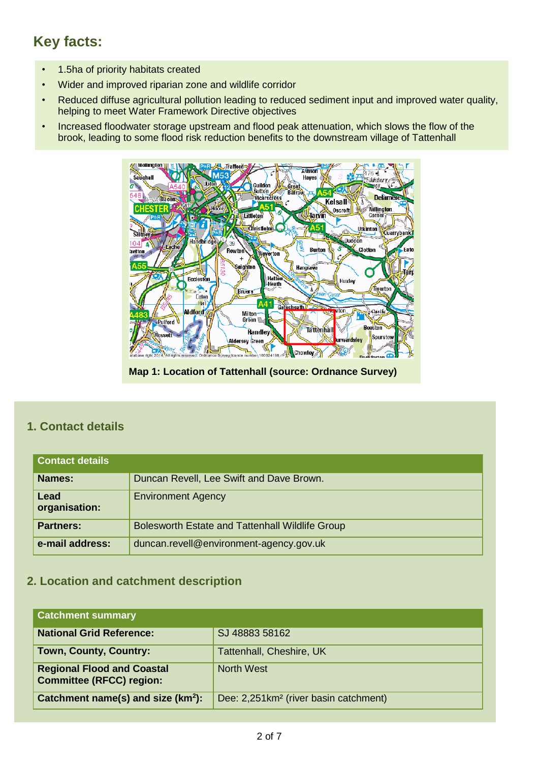## Key facts:

- 1.5ha of priority habitats created
- Wider and improved riparian zone and wildlife corridor
- Reduced diffuse agricultural pollution leading to reduced sediment input and improved water quality, helping to meet Water Framework Directive objectives
- Increased floodwater storage upstream and flood peak attenuation, which slows the flow of the brook, leading to some flood risk reduction benefits to the downstream village of Tattenhall

**Map 1: Location of Tattenhall (source: Ordnance Survey)**

### 1. Contact details

| Contact details | |
|---|---|
| **Names:** | Duncan Revell, Lee Swift and Dave Brown. |
| **Lead organisation:** | Environment Agency |
| **Partners:** | Bolesworth Estate and Tattenhall Wildlife Group |
| **e-mail address:** | duncan.revell@environment-agency.gov.uk |

### 2. Location and catchment description

| Catchment summary | |
|---|---|
| **National Grid Reference:** | SJ 48883 58162 |
| **Town, County, Country:** | Tattenhall, Cheshire, UK |
| **Regional Flood and Coastal Committee (RFCC) region:** | North West |
| **Catchment name(s) and size ($km^2$):** | Dee: 2,251$km^2$ (river basin catchment) |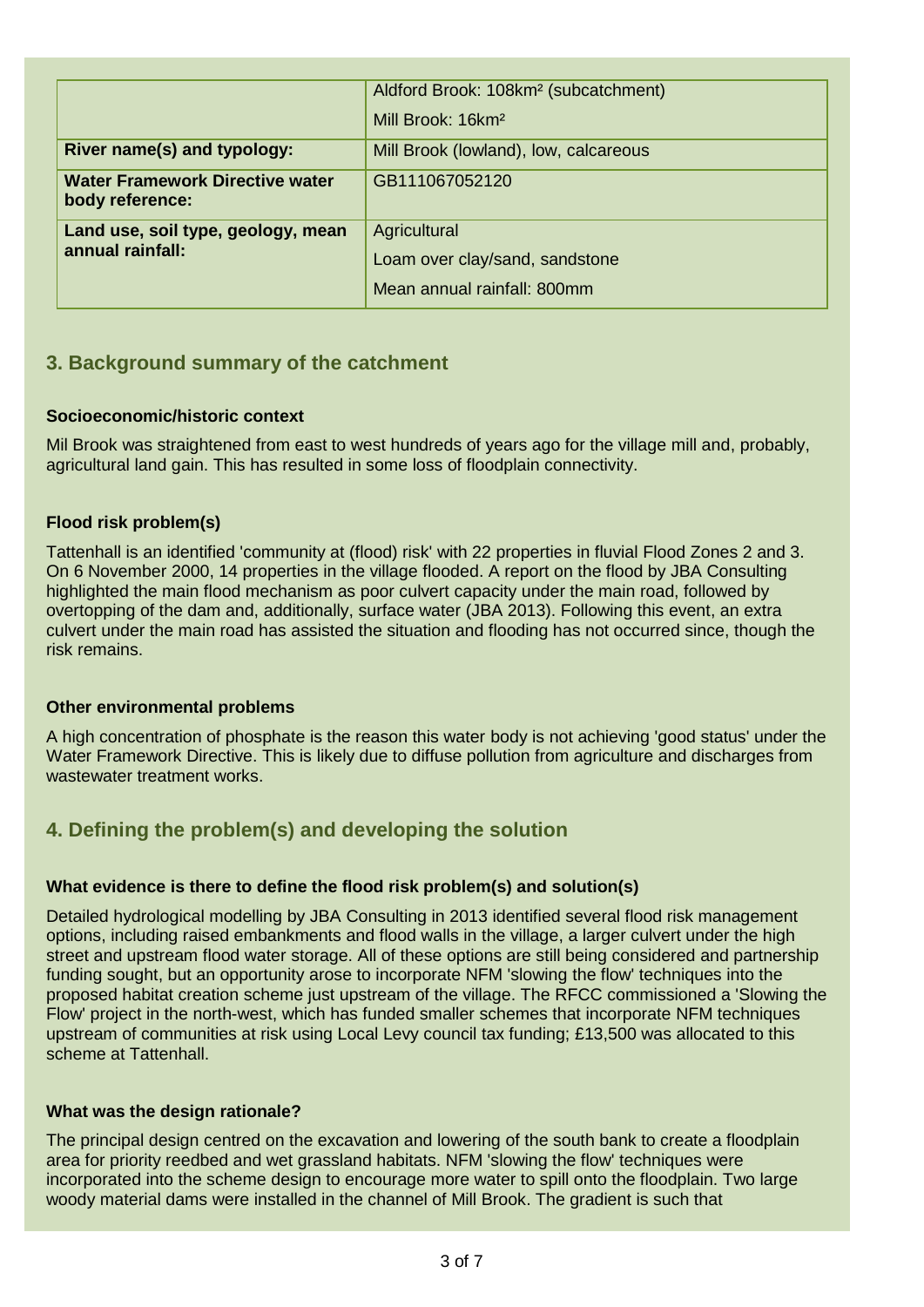| | |
|---|---|
| | Aldford Brook: 108km² (subcatchment)<br>Mill Brook: 16km² |
| **River name(s) and typology:** | Mill Brook (lowland), low, calcareous |
| **Water Framework Directive water body reference:** | GB111067052120 |
| **Land use, soil type, geology, mean annual rainfall:** | Agricultural<br>Loam over clay/sand, sandstone<br>Mean annual rainfall: 800mm |

## 3. Background summary of the catchment

### Socioeconomic/historic context

Mil Brook was straightened from east to west hundreds of years ago for the village mill and, probably, agricultural land gain. This has resulted in some loss of floodplain connectivity.

### Flood risk problem(s)

Tattenhall is an identified 'community at (flood) risk' with 22 properties in fluvial Flood Zones 2 and 3. On 6 November 2000, 14 properties in the village flooded. A report on the flood by JBA Consulting highlighted the main flood mechanism as poor culvert capacity under the main road, followed by overtopping of the dam and, additionally, surface water (JBA 2013). Following this event, an extra culvert under the main road has assisted the situation and flooding has not occurred since, though the risk remains.

### Other environmental problems

A high concentration of phosphate is the reason this water body is not achieving 'good status' under the Water Framework Directive. This is likely due to diffuse pollution from agriculture and discharges from wastewater treatment works.

## 4. Defining the problem(s) and developing the solution

### What evidence is there to define the flood risk problem(s) and solution(s)

Detailed hydrological modelling by JBA Consulting in 2013 identified several flood risk management options, including raised embankments and flood walls in the village, a larger culvert under the high street and upstream flood water storage. All of these options are still being considered and partnership funding sought, but an opportunity arose to incorporate NFM 'slowing the flow' techniques into the proposed habitat creation scheme just upstream of the village. The RFCC commissioned a 'Slowing the Flow' project in the north-west, which has funded smaller schemes that incorporate NFM techniques upstream of communities at risk using Local Levy council tax funding; £13,500 was allocated to this scheme at Tattenhall.

### What was the design rationale?

The principal design centred on the excavation and lowering of the south bank to create a floodplain area for priority reedbed and wet grassland habitats. NFM 'slowing the flow' techniques were incorporated into the scheme design to encourage more water to spill onto the floodplain. Two large woody material dams were installed in the channel of Mill Brook. The gradient is such that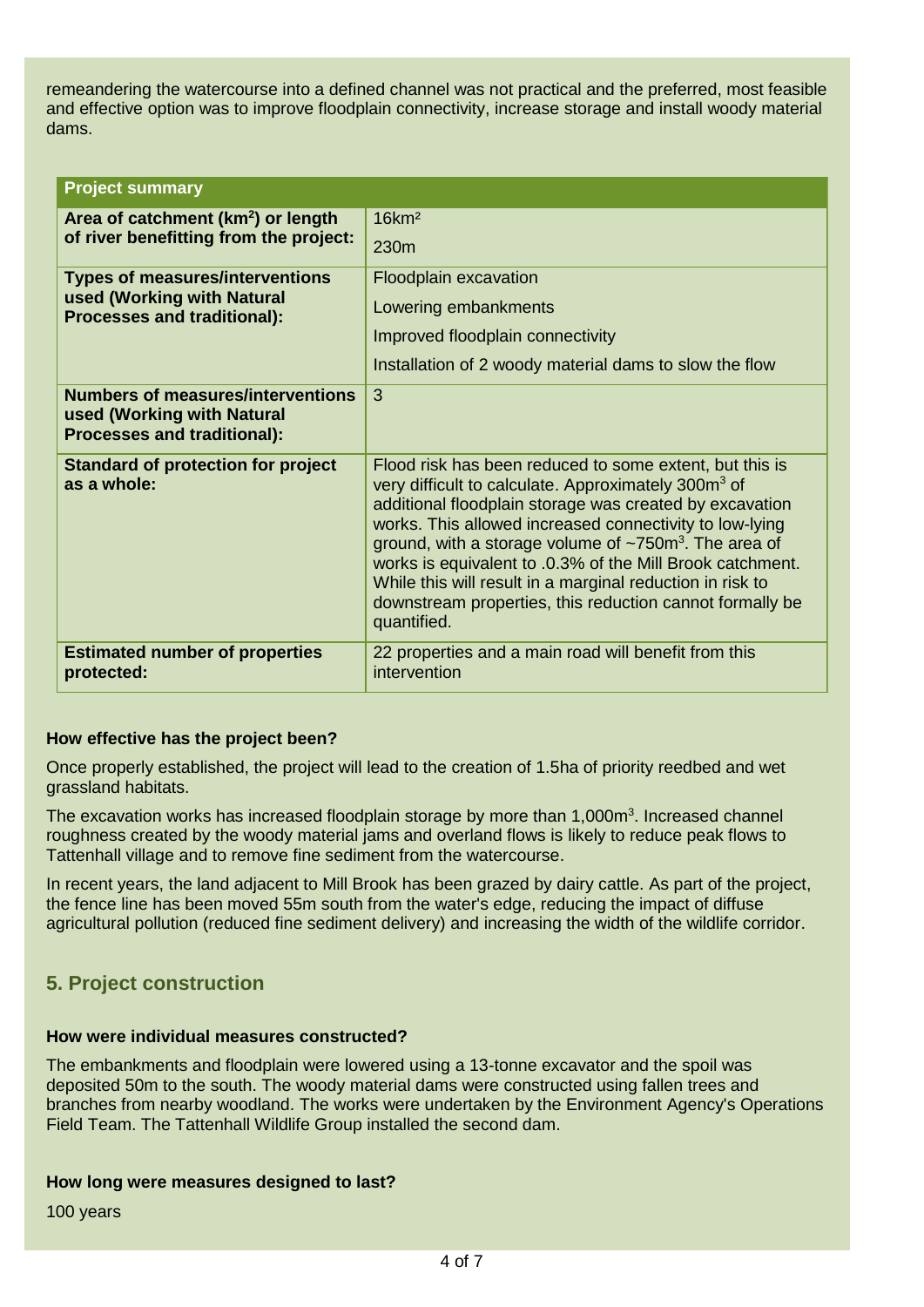remeandering the watercourse into a defined channel was not practical and the preferred, most feasible and effective option was to improve floodplain connectivity, increase storage and install woody material dams.

| Project summary | |
|---|---|
| **Area of catchment ($km^2$) or length of river benefitting from the project:** | $16km^2$<br>230m |
| **Types of measures/interventions used (Working with Natural Processes and traditional):** | Floodplain excavation<br>Lowering embankments<br>Improved floodplain connectivity<br>Installation of 2 woody material dams to slow the flow |
| **Numbers of measures/interventions used (Working with Natural Processes and traditional):** | 3 |
| **Standard of protection for project as a whole:** | Flood risk has been reduced to some extent, but this is very difficult to calculate. Approximately $300m^3$ of additional floodplain storage was created by excavation works. This allowed increased connectivity to low-lying ground, with a storage volume of $\sim 750m^3$. The area of works is equivalent to .0.3% of the Mill Brook catchment. While this will result in a marginal reduction in risk to downstream properties, this reduction cannot formally be quantified. |
| **Estimated number of properties protected:** | 22 properties and a main road will benefit from this intervention |

### How effective has the project been?

Once properly established, the project will lead to the creation of 1.5ha of priority reedbed and wet grassland habitats.

The excavation works has increased floodplain storage by more than $1,000m^3$. Increased channel roughness created by the woody material jams and overland flows is likely to reduce peak flows to Tattenhall village and to remove fine sediment from the watercourse.

In recent years, the land adjacent to Mill Brook has been grazed by dairy cattle. As part of the project, the fence line has been moved 55m south from the water's edge, reducing the impact of diffuse agricultural pollution (reduced fine sediment delivery) and increasing the width of the wildlife corridor.

## 5. Project construction

### How were individual measures constructed?

The embankments and floodplain were lowered using a 13-tonne excavator and the spoil was deposited 50m to the south. The woody material dams were constructed using fallen trees and branches from nearby woodland. The works were undertaken by the Environment Agency's Operations Field Team. The Tattenhall Wildlife Group installed the second dam.

### How long were measures designed to last?

100 years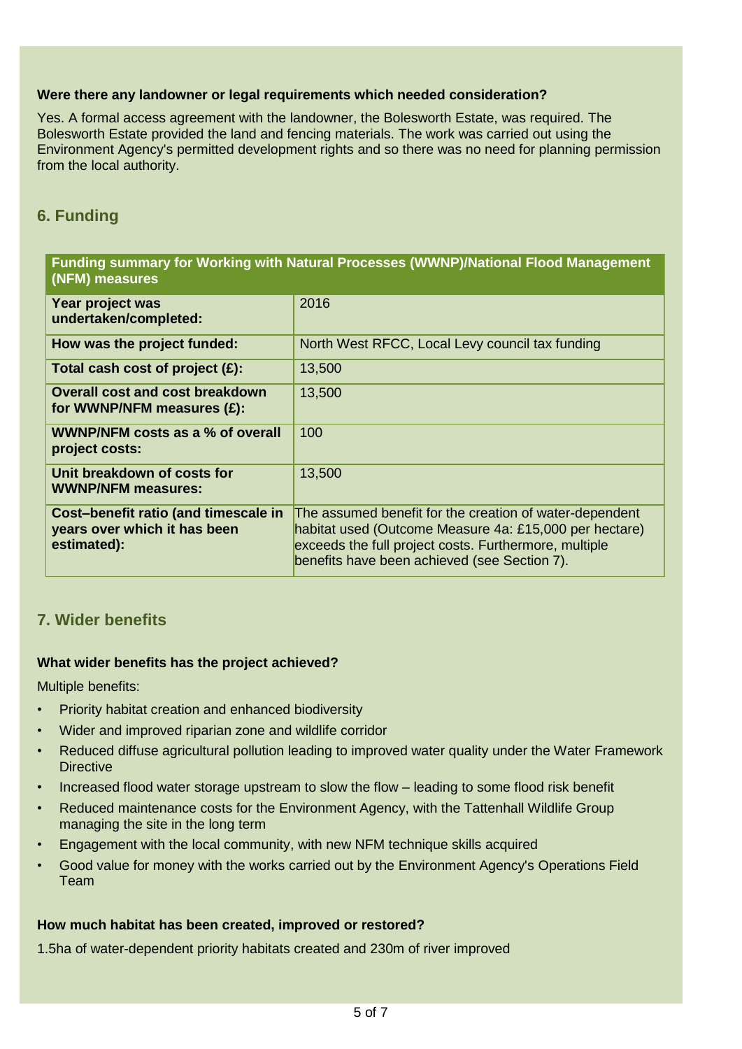**Were there any landowner or legal requirements which needed consideration?**

Yes. A formal access agreement with the landowner, the Bolesworth Estate, was required. The Bolesworth Estate provided the land and fencing materials. The work was carried out using the Environment Agency's permitted development rights and so there was no need for planning permission from the local authority.

## 6. Funding

| Funding summary for Working with Natural Processes (WWNP)/National Flood Management (NFM) measures | |
|---|---|
| **Year project was undertaken/completed:** | 2016 |
| **How was the project funded:** | North West RFCC, Local Levy council tax funding |
| **Total cash cost of project (£):** | 13,500 |
| **Overall cost and cost breakdown for WWNP/NFM measures (£):** | 13,500 |
| **WWNP/NFM costs as a % of overall project costs:** | 100 |
| **Unit breakdown of costs for WWNP/NFM measures:** | 13,500 |
| **Cost–benefit ratio (and timescale in years over which it has been estimated):** | The assumed benefit for the creation of water-dependent habitat used (Outcome Measure 4a: £15,000 per hectare) exceeds the full project costs. Furthermore, multiple benefits have been achieved (see Section 7). |

## 7. Wider benefits

**What wider benefits has the project achieved?**

Multiple benefits:

- Priority habitat creation and enhanced biodiversity
- Wider and improved riparian zone and wildlife corridor
- Reduced diffuse agricultural pollution leading to improved water quality under the Water Framework Directive
- Increased flood water storage upstream to slow the flow – leading to some flood risk benefit
- Reduced maintenance costs for the Environment Agency, with the Tattenhall Wildlife Group managing the site in the long term
- Engagement with the local community, with new NFM technique skills acquired
- Good value for money with the works carried out by the Environment Agency's Operations Field Team

**How much habitat has been created, improved or restored?**

1.5ha of water-dependent priority habitats created and 230m of river improved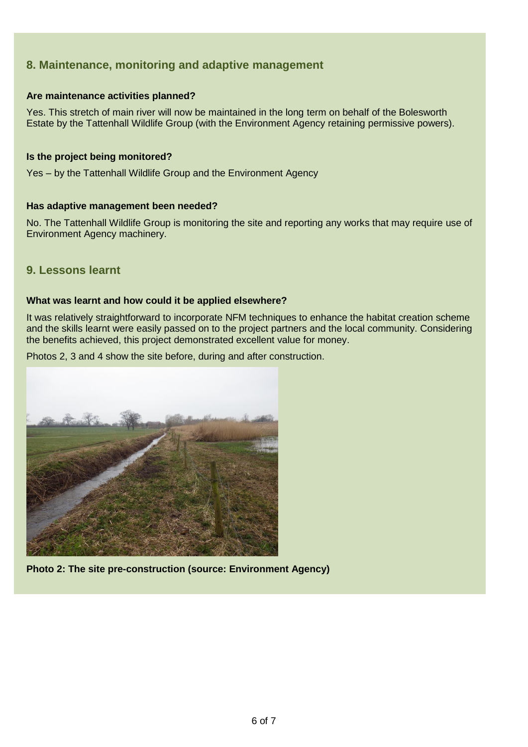## 8. Maintenance, monitoring and adaptive management

**Are maintenance activities planned?**

Yes. This stretch of main river will now be maintained in the long term on behalf of the Bolesworth Estate by the Tattenhall Wildlife Group (with the Environment Agency retaining permissive powers).

**Is the project being monitored?**

Yes – by the Tattenhall Wildlife Group and the Environment Agency

**Has adaptive management been needed?**

No. The Tattenhall Wildlife Group is monitoring the site and reporting any works that may require use of Environment Agency machinery.

## 9. Lessons learnt

**What was learnt and how could it be applied elsewhere?**

It was relatively straightforward to incorporate NFM techniques to enhance the habitat creation scheme and the skills learnt were easily passed on to the project partners and the local community. Considering the benefits achieved, this project demonstrated excellent value for money.

Photos 2, 3 and 4 show the site before, during and after construction.

**Photo 2: The site pre-construction (source: Environment Agency)**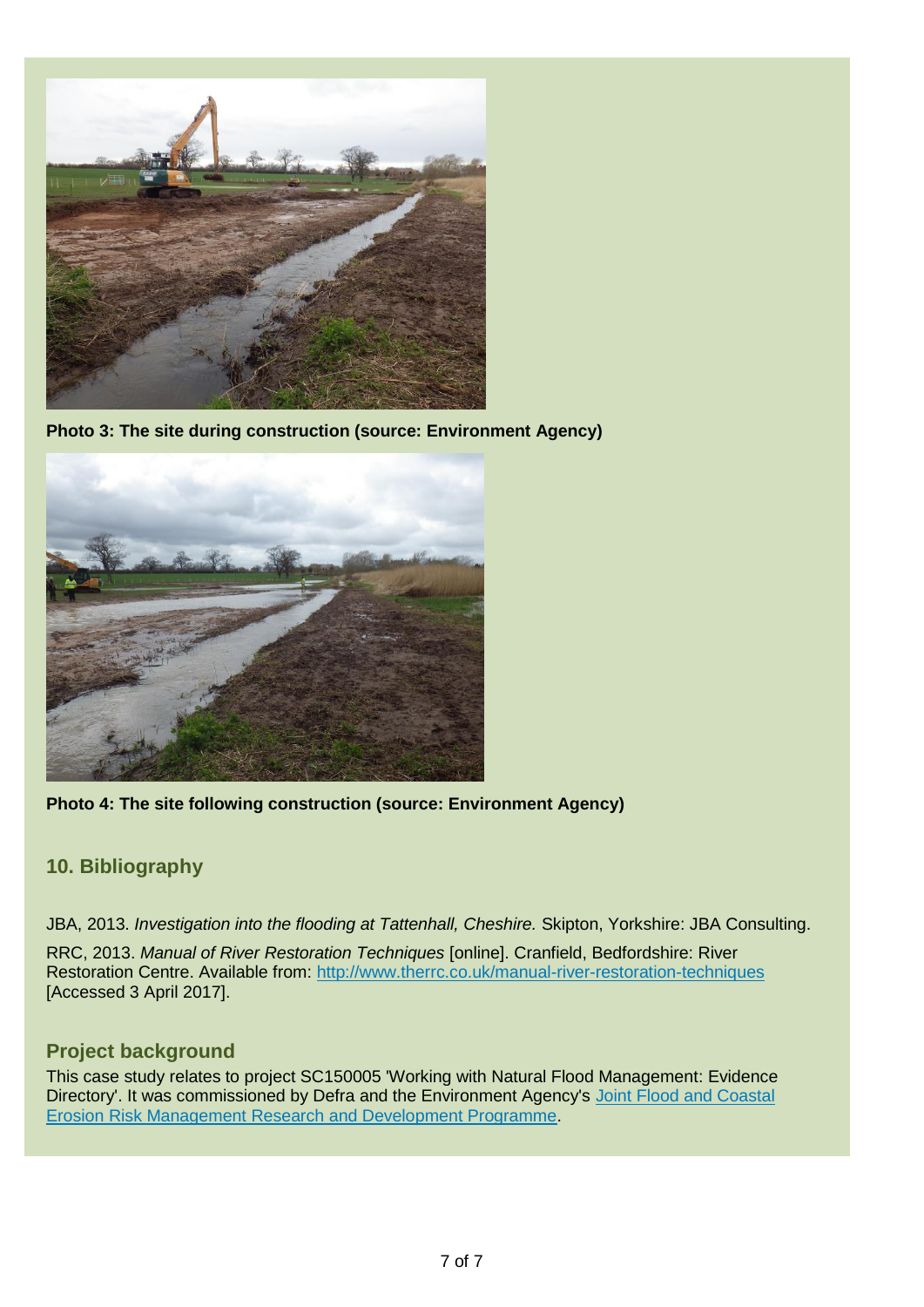**Photo 3: The site during construction (source: Environment Agency)**

**Photo 4: The site following construction (source: Environment Agency)**

## 10. Bibliography

JBA, 2013. *Investigation into the flooding at Tattenhall, Cheshire.* Skipton, Yorkshire: JBA Consulting.

RRC, 2013. *Manual of River Restoration Techniques* [online]. Cranfield, Bedfordshire: River Restoration Centre. Available from: http://www.therrc.co.uk/manual-river-restoration-techniques [Accessed 3 April 2017].

### Project background

This case study relates to project SC150005 'Working with Natural Flood Management: Evidence Directory'. It was commissioned by Defra and the Environment Agency's Joint Flood and Coastal Erosion Risk Management Research and Development Programme.